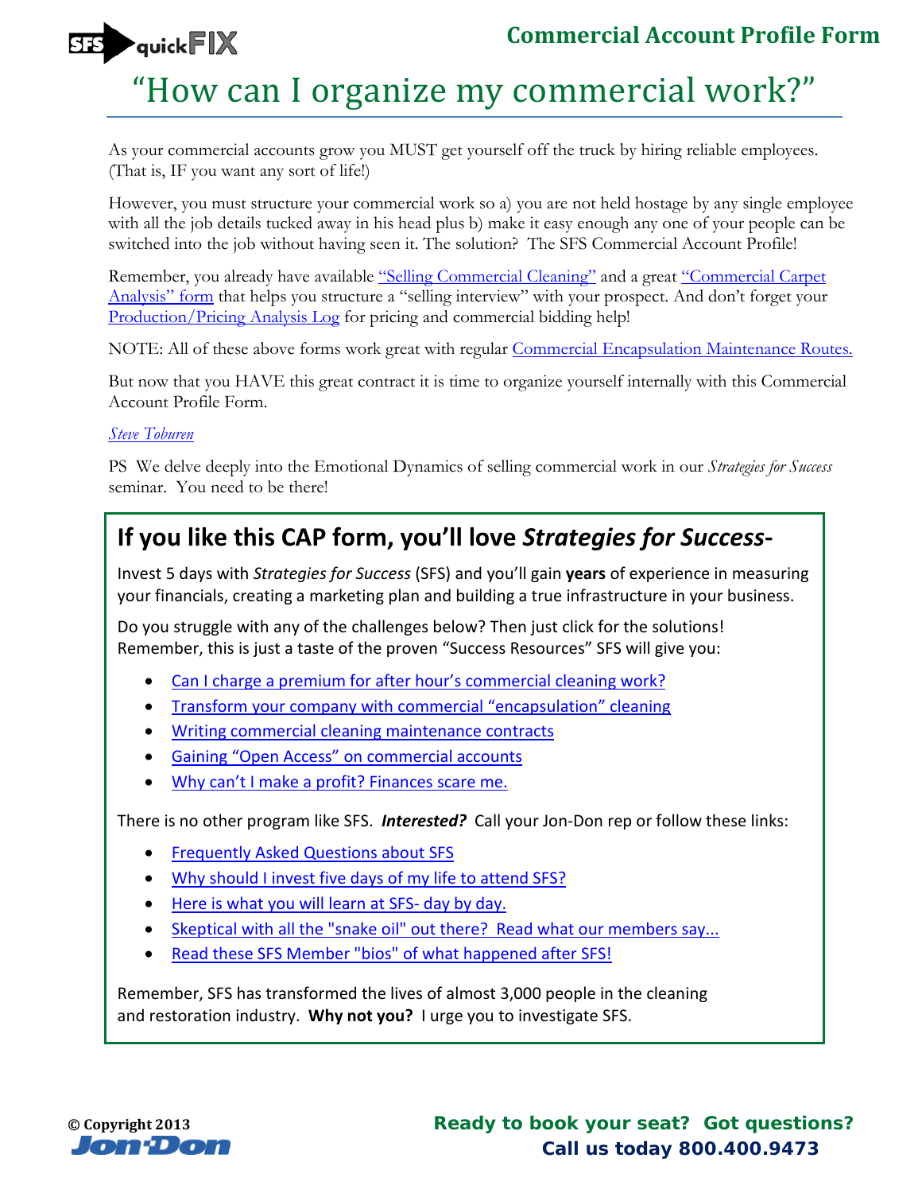SFS quickFIX

# Commercial Account Profile Form

# "How can I organize my commercial work?"

As your commercial accounts grow you MUST get yourself off the truck by hiring reliable employees. (That is, IF you want any sort of life!)

However, you must structure your commercial work so a) you are not held hostage by any single employee with all the job details tucked away in his head plus b) make it easy enough any one of your people can be switched into the job without having seen it. The solution? The SFS Commercial Account Profile!

Remember, you already have available "Selling Commercial Cleaning" and a great "Commercial Carpet Analysis" form that helps you structure a "selling interview" with your prospect. And don't forget your Production/Pricing Analysis Log for pricing and commercial bidding help!

NOTE: All of these above forms work great with regular Commercial Encapsulation Maintenance Routes.

But now that you HAVE this great contract it is time to organize yourself internally with this Commercial Account Profile Form.

*Steve Toburen*

PS We delve deeply into the Emotional Dynamics of selling commercial work in our *Strategies for Success* seminar. You need to be there!

## If you like this CAP form, you'll love *Strategies for Success*-

Invest 5 days with *Strategies for Success* (SFS) and you'll gain **years** of experience in measuring your financials, creating a marketing plan and building a true infrastructure in your business.

Do you struggle with any of the challenges below? Then just click for the solutions! Remember, this is just a taste of the proven "Success Resources" SFS will give you:

- Can I charge a premium for after hour's commercial cleaning work?
- Transform your company with commercial "encapsulation" cleaning
- Writing commercial cleaning maintenance contracts
- Gaining "Open Access" on commercial accounts
- Why can't I make a profit? Finances scare me.

There is no other program like SFS. ***Interested?*** Call your Jon-Don rep or follow these links:

- Frequently Asked Questions about SFS
- Why should I invest five days of my life to attend SFS?
- Here is what you will learn at SFS- day by day.
- Skeptical with all the "snake oil" out there? Read what our members say...
- Read these SFS Member "bios" of what happened after SFS!

Remember, SFS has transformed the lives of almost 3,000 people in the cleaning and restoration industry. **Why not you?** I urge you to investigate SFS.

© Copyright 2013 Jon-Don

**Ready to book your seat? Got questions? Call us today 800.400.9473**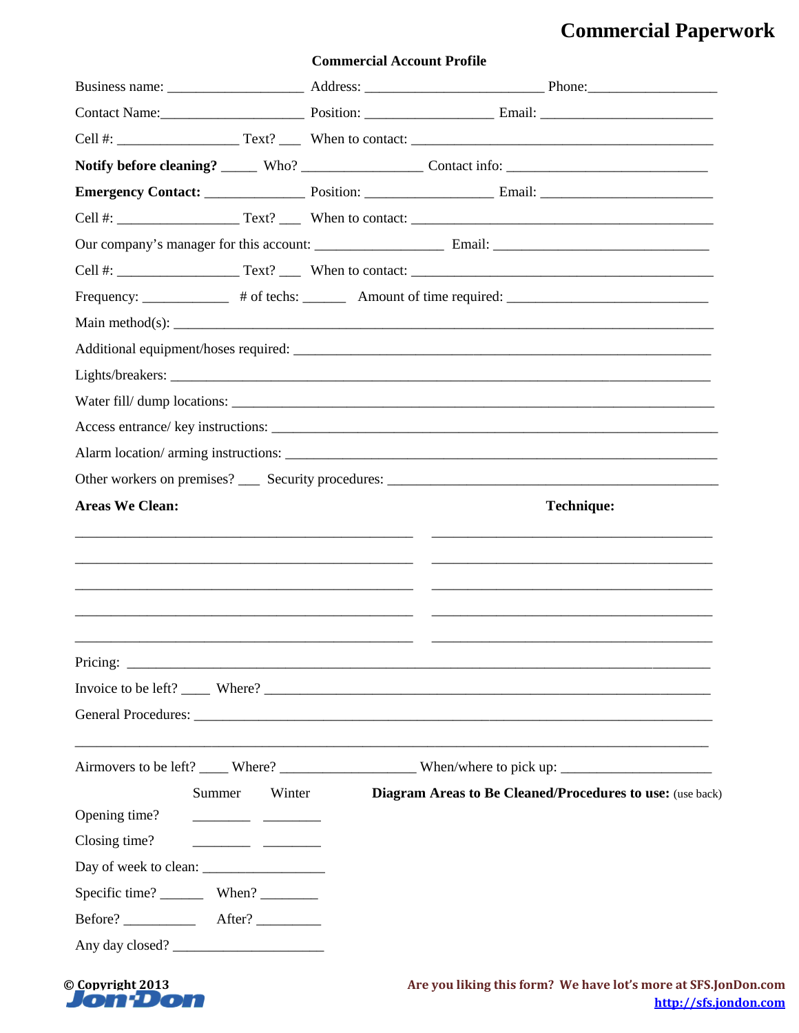# Commercial Paperwork

**Commercial Account Profile**

Business name: ___________________ Address: _________________________ Phone:__________________

Contact Name:____________________ Position: __________________ Email: ________________________

Cell #: _________________ Text? ___ When to contact: __________________________________________

**Notify before cleaning?** _____ Who? _________________ Contact info: ____________________________

**Emergency Contact:** ______________ Position: __________________ Email: ________________________

Cell #: _________________ Text? ___ When to contact: __________________________________________

Our company's manager for this account: __________________ Email: ______________________________

Cell #: _________________ Text? ___ When to contact: __________________________________________

Frequency: ____________ # of techs: ______ Amount of time required: ____________________________

Main method(s): _________________________________________________________________________

Additional equipment/hoses required: ______________________________________________________

Lights/breakers: __________________________________________________________________________

Water fill/ dump locations: __________________________________________________________________

Access entrance/ key instructions: _____________________________________________________________

Alarm location/ arming instructions: ____________________________________________________________

Other workers on premises? ___ Security procedures: _______________________________________________

| **Areas We Clean:** | **Technique:** |
|---|---|
| _______________________________________________ | ________________________________________ |
| _______________________________________________ | ________________________________________ |
| _______________________________________________ | ________________________________________ |
| _______________________________________________ | ________________________________________ |
| _______________________________________________ | ________________________________________ |

Pricing: _________________________________________________________________________________

Invoice to be left? ____ Where? __________________________________________________________

General Procedures: ________________________________________________________________________

_________________________________________________________________________________________

Airmovers to be left? ____ Where? ___________________ When/where to pick up: _____________________

| | Summer | Winter |
|---|---|---|
| Opening time? | ________ | ________ |
| Closing time? | ________ | ________ |

**Diagram Areas to Be Cleaned/Procedures to use:** (use back)

Day of week to clean: _________________

Specific time? ______ When? ________

Before? __________ After? _________

Any day closed? _____________________

© Copyright 2013 Jon-Don

Are you liking this form? We have lot's more at SFS.JonDon.com
http://sfs.jondon.com